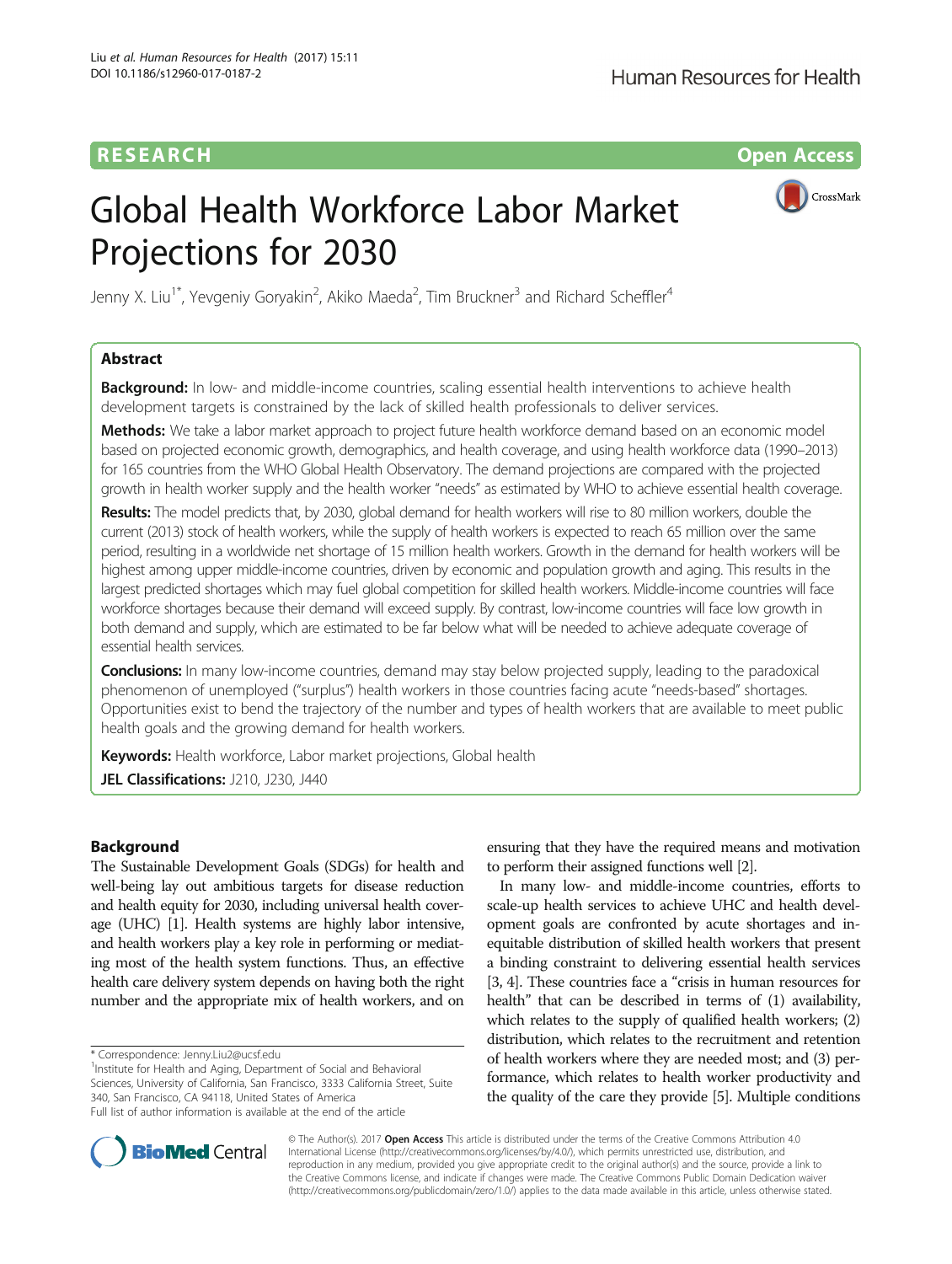RESEARCH **Open Access**

# Global Health Workforce Labor Market Projections for 2030

Jenny X. Liu[1*], Yevgeniy Goryakin[2], Akiko Maeda[2], Tim Bruckner[3] and Richard Scheffler[4]

## Abstract

**Background:** In low- and middle-income countries, scaling essential health interventions to achieve health development targets is constrained by the lack of skilled health professionals to deliver services.

**Methods:** We take a labor market approach to project future health workforce demand based on an economic model based on projected economic growth, demographics, and health coverage, and using health workforce data (1990–2013) for 165 countries from the WHO Global Health Observatory. The demand projections are compared with the projected growth in health worker supply and the health worker "needs" as estimated by WHO to achieve essential health coverage.

**Results:** The model predicts that, by 2030, global demand for health workers will rise to 80 million workers, double the current (2013) stock of health workers, while the supply of health workers is expected to reach 65 million over the same period, resulting in a worldwide net shortage of 15 million health workers. Growth in the demand for health workers will be highest among upper middle-income countries, driven by economic and population growth and aging. This results in the largest predicted shortages which may fuel global competition for skilled health workers. Middle-income countries will face workforce shortages because their demand will exceed supply. By contrast, low-income countries will face low growth in both demand and supply, which are estimated to be far below what will be needed to achieve adequate coverage of essential health services.

**Conclusions:** In many low-income countries, demand may stay below projected supply, leading to the paradoxical phenomenon of unemployed ("surplus") health workers in those countries facing acute "needs-based" shortages. Opportunities exist to bend the trajectory of the number and types of health workers that are available to meet public health goals and the growing demand for health workers.

**Keywords:** Health workforce, Labor market projections, Global health

**JEL Classifications:** J210, J230, J440

## Background

The Sustainable Development Goals (SDGs) for health and well-being lay out ambitious targets for disease reduction and health equity for 2030, including universal health coverage (UHC) [1]. Health systems are highly labor intensive, and health workers play a key role in performing or mediating most of the health system functions. Thus, an effective health care delivery system depends on having both the right number and the appropriate mix of health workers, and on ensuring that they have the required means and motivation to perform their assigned functions well [2].

In many low- and middle-income countries, efforts to scale-up health services to achieve UHC and health development goals are confronted by acute shortages and inequitable distribution of skilled health workers that present a binding constraint to delivering essential health services [3, 4]. These countries face a "crisis in human resources for health" that can be described in terms of (1) availability, which relates to the supply of qualified health workers; (2) distribution, which relates to the recruitment and retention of health workers where they are needed most; and (3) performance, which relates to health worker productivity and the quality of the care they provide [5]. Multiple conditions

\* Correspondence: Jenny.Liu2@ucsf.edu
[1]Institute for Health and Aging, Department of Social and Behavioral Sciences, University of California, San Francisco, 3333 California Street, Suite 340, San Francisco, CA 94118, United States of America
Full list of author information is available at the end of the article

© The Author(s). 2017 **Open Access** This article is distributed under the terms of the Creative Commons Attribution 4.0 International License (http://creativecommons.org/licenses/by/4.0/), which permits unrestricted use, distribution, and reproduction in any medium, provided you give appropriate credit to the original author(s) and the source, provide a link to the Creative Commons license, and indicate if changes were made. The Creative Commons Public Domain Dedication waiver (http://creativecommons.org/publicdomain/zero/1.0/) applies to the data made available in this article, unless otherwise stated.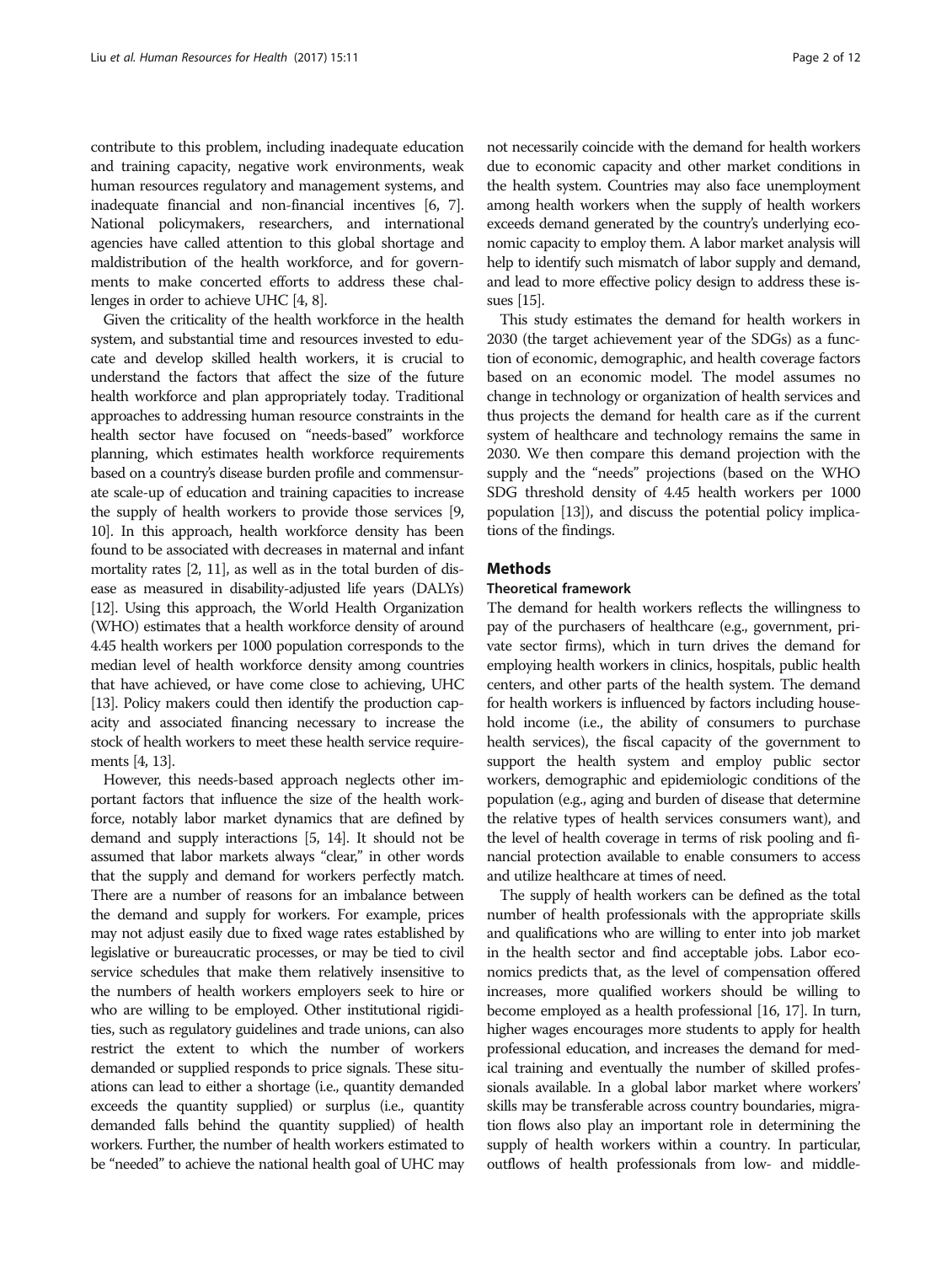contribute to this problem, including inadequate education and training capacity, negative work environments, weak human resources regulatory and management systems, and inadequate financial and non-financial incentives [6, 7]. National policymakers, researchers, and international agencies have called attention to this global shortage and maldistribution of the health workforce, and for governments to make concerted efforts to address these challenges in order to achieve UHC [4, 8].

Given the criticality of the health workforce in the health system, and substantial time and resources invested to educate and develop skilled health workers, it is crucial to understand the factors that affect the size of the future health workforce and plan appropriately today. Traditional approaches to addressing human resource constraints in the health sector have focused on "needs-based" workforce planning, which estimates health workforce requirements based on a country's disease burden profile and commensurate scale-up of education and training capacities to increase the supply of health workers to provide those services [9, 10]. In this approach, health workforce density has been found to be associated with decreases in maternal and infant mortality rates [2, 11], as well as in the total burden of disease as measured in disability-adjusted life years (DALYs) [12]. Using this approach, the World Health Organization (WHO) estimates that a health workforce density of around 4.45 health workers per 1000 population corresponds to the median level of health workforce density among countries that have achieved, or have come close to achieving, UHC [13]. Policy makers could then identify the production capacity and associated financing necessary to increase the stock of health workers to meet these health service requirements [4, 13].

However, this needs-based approach neglects other important factors that influence the size of the health workforce, notably labor market dynamics that are defined by demand and supply interactions [5, 14]. It should not be assumed that labor markets always "clear," in other words that the supply and demand for workers perfectly match. There are a number of reasons for an imbalance between the demand and supply for workers. For example, prices may not adjust easily due to fixed wage rates established by legislative or bureaucratic processes, or may be tied to civil service schedules that make them relatively insensitive to the numbers of health workers employers seek to hire or who are willing to be employed. Other institutional rigidities, such as regulatory guidelines and trade unions, can also restrict the extent to which the number of workers demanded or supplied responds to price signals. These situations can lead to either a shortage (i.e., quantity demanded exceeds the quantity supplied) or surplus (i.e., quantity demanded falls behind the quantity supplied) of health workers. Further, the number of health workers estimated to be "needed" to achieve the national health goal of UHC may not necessarily coincide with the demand for health workers due to economic capacity and other market conditions in the health system. Countries may also face unemployment among health workers when the supply of health workers exceeds demand generated by the country's underlying economic capacity to employ them. A labor market analysis will help to identify such mismatch of labor supply and demand, and lead to more effective policy design to address these issues [15].

This study estimates the demand for health workers in 2030 (the target achievement year of the SDGs) as a function of economic, demographic, and health coverage factors based on an economic model. The model assumes no change in technology or organization of health services and thus projects the demand for health care as if the current system of healthcare and technology remains the same in 2030. We then compare this demand projection with the supply and the "needs" projections (based on the WHO SDG threshold density of 4.45 health workers per 1000 population [13]), and discuss the potential policy implications of the findings.

## Methods

### Theoretical framework

The demand for health workers reflects the willingness to pay of the purchasers of healthcare (e.g., government, private sector firms), which in turn drives the demand for employing health workers in clinics, hospitals, public health centers, and other parts of the health system. The demand for health workers is influenced by factors including household income (i.e., the ability of consumers to purchase health services), the fiscal capacity of the government to support the health system and employ public sector workers, demographic and epidemiologic conditions of the population (e.g., aging and burden of disease that determine the relative types of health services consumers want), and the level of health coverage in terms of risk pooling and financial protection available to enable consumers to access and utilize healthcare at times of need.

The supply of health workers can be defined as the total number of health professionals with the appropriate skills and qualifications who are willing to enter into job market in the health sector and find acceptable jobs. Labor economics predicts that, as the level of compensation offered increases, more qualified workers should be willing to become employed as a health professional [16, 17]. In turn, higher wages encourages more students to apply for health professional education, and increases the demand for medical training and eventually the number of skilled professionals available. In a global labor market where workers' skills may be transferable across country boundaries, migration flows also play an important role in determining the supply of health workers within a country. In particular, outflows of health professionals from low- and middle-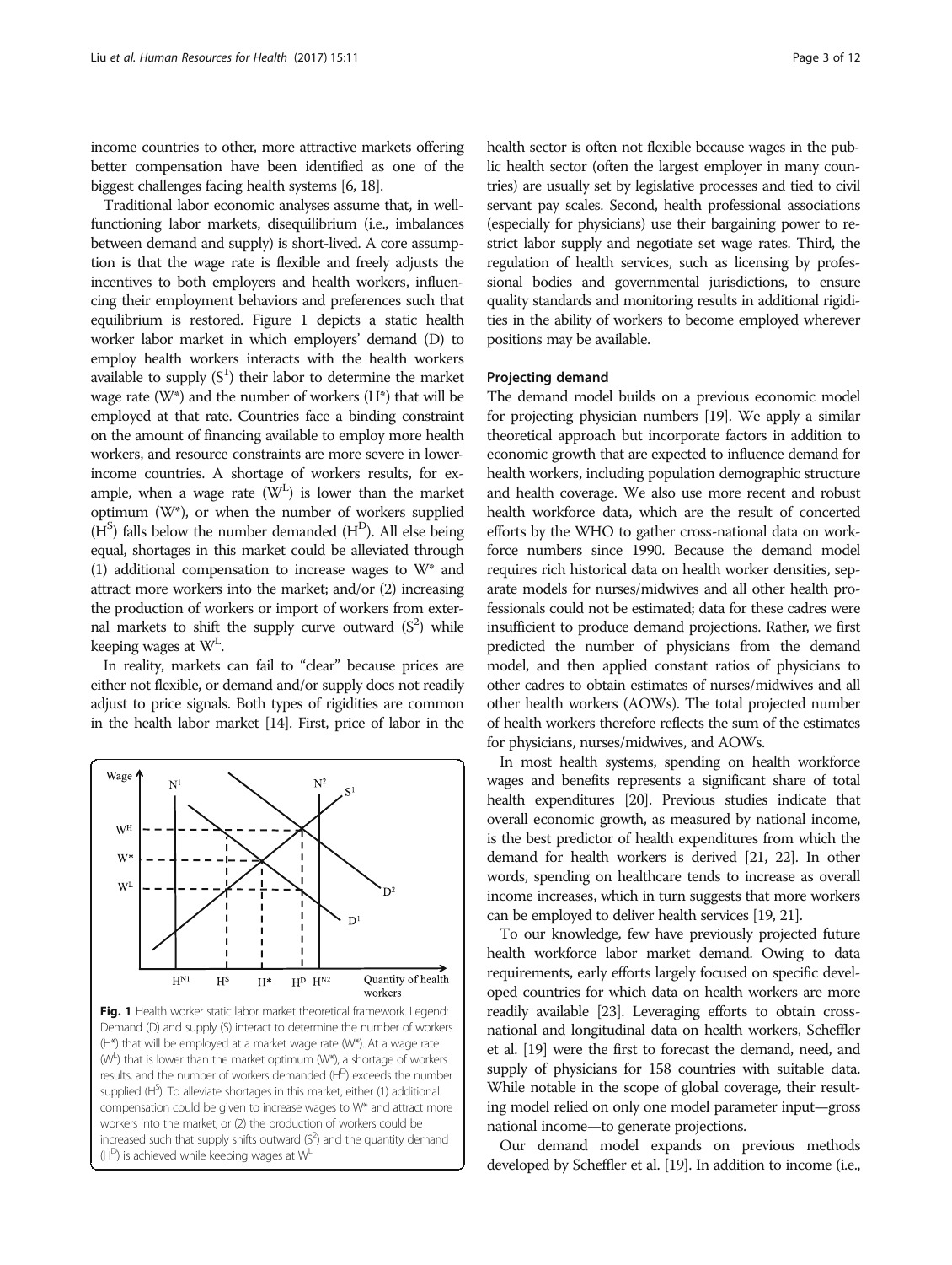income countries to other, more attractive markets offering better compensation have been identified as one of the biggest challenges facing health systems [6, 18].

Traditional labor economic analyses assume that, in well-functioning labor markets, disequilibrium (i.e., imbalances between demand and supply) is short-lived. A core assumption is that the wage rate is flexible and freely adjusts the incentives to both employers and health workers, influencing their employment behaviors and preferences such that equilibrium is restored. Figure 1 depicts a static health worker labor market in which employers' demand (D) to employ health workers interacts with the health workers available to supply ($S^1$) their labor to determine the market wage rate ($W^*$) and the number of workers ($H^*$) that will be employed at that rate. Countries face a binding constraint on the amount of financing available to employ more health workers, and resource constraints are more severe in lower-income countries. A shortage of workers results, for example, when a wage rate ($W^L$) is lower than the market optimum ($W^*$), or when the number of workers supplied ($H^S$) falls below the number demanded ($H^D$). All else being equal, shortages in this market could be alleviated through (1) additional compensation to increase wages to $W^*$ and attract more workers into the market; and/or (2) increasing the production of workers or import of workers from external markets to shift the supply curve outward ($S^2$) while keeping wages at $W^L$.

In reality, markets can fail to "clear" because prices are either not flexible, or demand and/or supply does not readily adjust to price signals. Both types of rigidities are common in the health labor market [14]. First, price of labor in the health sector is often not flexible because wages in the public health sector (often the largest employer in many countries) are usually set by legislative processes and tied to civil servant pay scales. Second, health professional associations (especially for physicians) use their bargaining power to restrict labor supply and negotiate set wage rates. Third, the regulation of health services, such as licensing by professional bodies and governmental jurisdictions, to ensure quality standards and monitoring results in additional rigidities in the ability of workers to become employed wherever positions may be available.

**Fig. 1** Health worker static labor market theoretical framework. Legend: Demand (D) and supply (S) interact to determine the number of workers ($H^*$) that will be employed at a market wage rate ($W^*$). At a wage rate ($W^L$) that is lower than the market optimum ($W^*$), a shortage of workers results, and the number of workers demanded ($H^D$) exceeds the number supplied ($H^S$). To alleviate shortages in this market, either (1) additional compensation could be given to increase wages to $W^*$ and attract more workers into the market, or (2) the production of workers could be increased such that supply shifts outward ($S^2$) and the quantity demand ($H^D$) is achieved while keeping wages at $W^L$

#### Projecting demand

The demand model builds on a previous economic model for projecting physician numbers [19]. We apply a similar theoretical approach but incorporate factors in addition to economic growth that are expected to influence demand for health workers, including population demographic structure and health coverage. We also use more recent and robust health workforce data, which are the result of concerted efforts by the WHO to gather cross-national data on workforce numbers since 1990. Because the demand model requires rich historical data on health worker densities, separate models for nurses/midwives and all other health professionals could not be estimated; data for these cadres were insufficient to produce demand projections. Rather, we first predicted the number of physicians from the demand model, and then applied constant ratios of physicians to other cadres to obtain estimates of nurses/midwives and all other health workers (AOWs). The total projected number of health workers therefore reflects the sum of the estimates for physicians, nurses/midwives, and AOWs.

In most health systems, spending on health workforce wages and benefits represents a significant share of total health expenditures [20]. Previous studies indicate that overall economic growth, as measured by national income, is the best predictor of health expenditures from which the demand for health workers is derived [21, 22]. In other words, spending on healthcare tends to increase as overall income increases, which in turn suggests that more workers can be employed to deliver health services [19, 21].

To our knowledge, few have previously projected future health workforce labor market demand. Owing to data requirements, early efforts largely focused on specific developed countries for which data on health workers are more readily available [23]. Leveraging efforts to obtain cross-national and longitudinal data on health workers, Scheffler et al. [19] were the first to forecast the demand, need, and supply of physicians for 158 countries with suitable data. While notable in the scope of global coverage, their resulting model relied on only one model parameter input—gross national income—to generate projections.

Our demand model expands on previous methods developed by Scheffler et al. [19]. In addition to income (i.e.,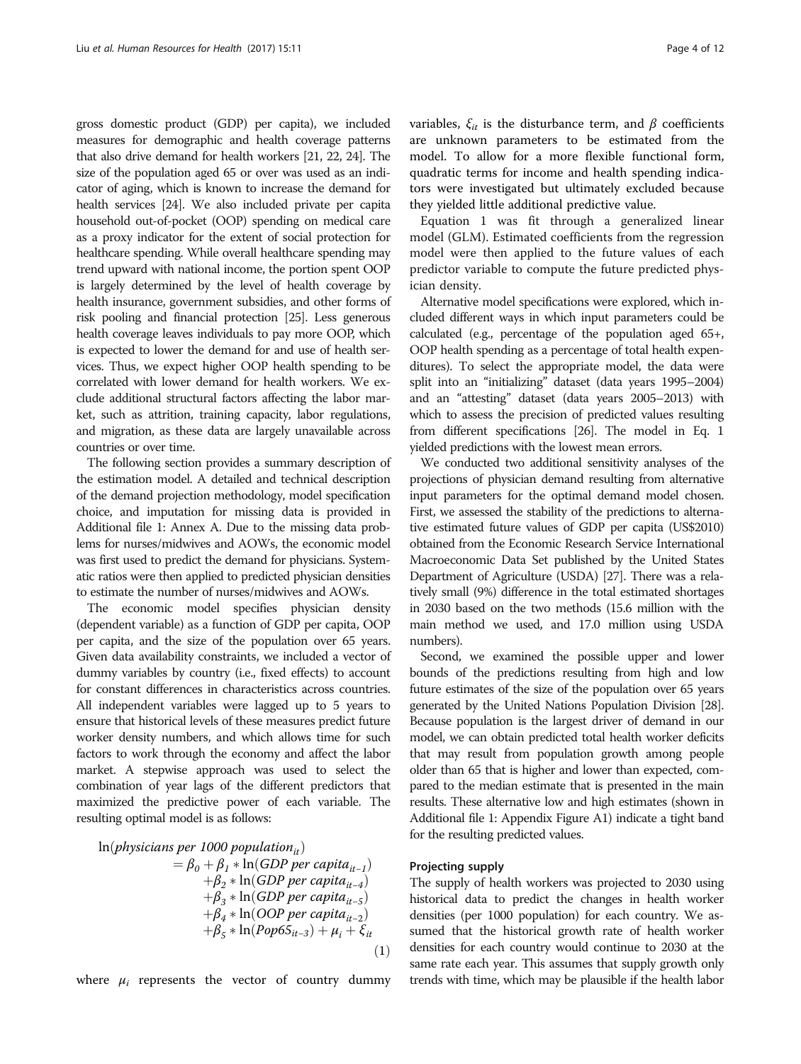gross domestic product (GDP) per capita), we included measures for demographic and health coverage patterns that also drive demand for health workers [21, 22, 24]. The size of the population aged 65 or over was used as an indicator of aging, which is known to increase the demand for health services [24]. We also included private per capita household out-of-pocket (OOP) spending on medical care as a proxy indicator for the extent of social protection for healthcare spending. While overall healthcare spending may trend upward with national income, the portion spent OOP is largely determined by the level of health coverage by health insurance, government subsidies, and other forms of risk pooling and financial protection [25]. Less generous health coverage leaves individuals to pay more OOP, which is expected to lower the demand for and use of health services. Thus, we expect higher OOP health spending to be correlated with lower demand for health workers. We exclude additional structural factors affecting the labor market, such as attrition, training capacity, labor regulations, and migration, as these data are largely unavailable across countries or over time.

The following section provides a summary description of the estimation model. A detailed and technical description of the demand projection methodology, model specification choice, and imputation for missing data is provided in Additional file 1: Annex A. Due to the missing data problems for nurses/midwives and AOWs, the economic model was first used to predict the demand for physicians. Systematic ratios were then applied to predicted physician densities to estimate the number of nurses/midwives and AOWs.

The economic model specifies physician density (dependent variable) as a function of GDP per capita, OOP per capita, and the size of the population over 65 years. Given data availability constraints, we included a vector of dummy variables by country (i.e., fixed effects) to account for constant differences in characteristics across countries. All independent variables were lagged up to 5 years to ensure that historical levels of these measures predict future worker density numbers, and which allows time for such factors to work through the economy and affect the labor market. A stepwise approach was used to select the combination of year lags of the different predictors that maximized the predictive power of each variable. The resulting optimal model is as follows:

$$\begin{aligned}\ln(\textit{physicians per 1000 population}_{it}) &= \beta_0 + \beta_1 * \ln(\textit{GDP per capita}_{it-1}) \\ &\quad + \beta_2 * \ln(\textit{GDP per capita}_{it-4}) \\ &\quad + \beta_3 * \ln(\textit{GDP per capita}_{it-5}) \\ &\quad + \beta_4 * \ln(\textit{OOP per capita}_{it-2}) \\ &\quad + \beta_5 * \ln(\textit{Pop65}_{it-3}) + \mu_i + \xi_{it}\end{aligned} \tag{1}$$

where $\mu_i$ represents the vector of country dummy variables, $\xi_{it}$ is the disturbance term, and $\beta$ coefficients are unknown parameters to be estimated from the model. To allow for a more flexible functional form, quadratic terms for income and health spending indicators were investigated but ultimately excluded because they yielded little additional predictive value.

Equation 1 was fit through a generalized linear model (GLM). Estimated coefficients from the regression model were then applied to the future values of each predictor variable to compute the future predicted physician density.

Alternative model specifications were explored, which included different ways in which input parameters could be calculated (e.g., percentage of the population aged 65+, OOP health spending as a percentage of total health expenditures). To select the appropriate model, the data were split into an "initializing" dataset (data years 1995–2004) and an "attesting" dataset (data years 2005–2013) with which to assess the precision of predicted values resulting from different specifications [26]. The model in Eq. 1 yielded predictions with the lowest mean errors.

We conducted two additional sensitivity analyses of the projections of physician demand resulting from alternative input parameters for the optimal demand model chosen. First, we assessed the stability of the predictions to alternative estimated future values of GDP per capita (US$2010) obtained from the Economic Research Service International Macroeconomic Data Set published by the United States Department of Agriculture (USDA) [27]. There was a relatively small (9%) difference in the total estimated shortages in 2030 based on the two methods (15.6 million with the main method we used, and 17.0 million using USDA numbers).

Second, we examined the possible upper and lower bounds of the predictions resulting from high and low future estimates of the size of the population over 65 years generated by the United Nations Population Division [28]. Because population is the largest driver of demand in our model, we can obtain predicted total health worker deficits that may result from population growth among people older than 65 that is higher and lower than expected, compared to the median estimate that is presented in the main results. These alternative low and high estimates (shown in Additional file 1: Appendix Figure A1) indicate a tight band for the resulting predicted values.

### Projecting supply

The supply of health workers was projected to 2030 using historical data to predict the changes in health worker densities (per 1000 population) for each country. We assumed that the historical growth rate of health worker densities for each country would continue to 2030 at the same rate each year. This assumes that supply growth only trends with time, which may be plausible if the health labor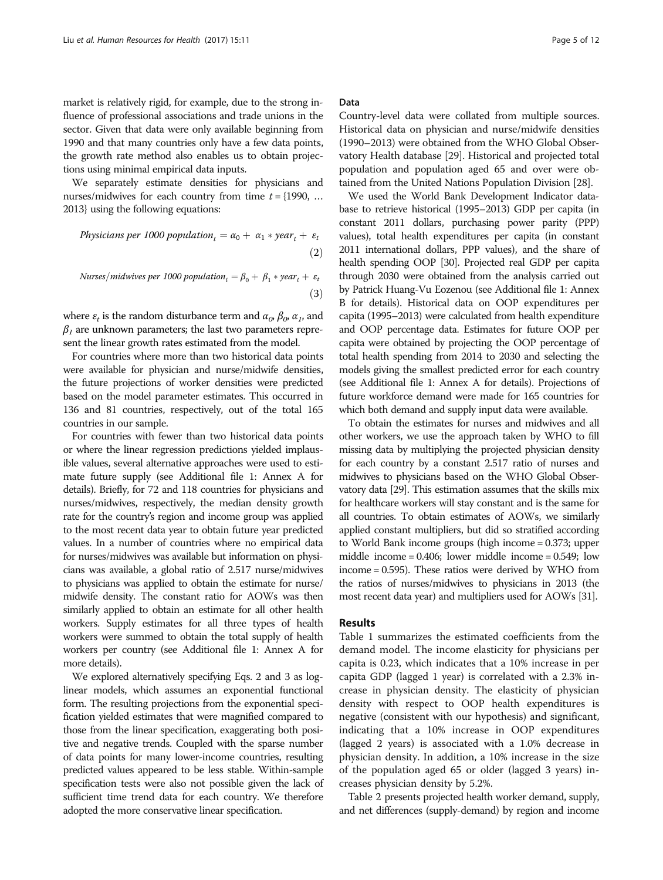market is relatively rigid, for example, due to the strong influence of professional associations and trade unions in the sector. Given that data were only available beginning from 1990 and that many countries only have a few data points, the growth rate method also enables us to obtain projections using minimal empirical data inputs.

We separately estimate densities for physicians and nurses/midwives for each country from time $t = \{1990, \ldots 2013\}$ using the following equations:

$$\textit{Physicians per 1000 population}_t = \alpha_0 + \alpha_1 * \textit{year}_t + \varepsilon_t \quad (2)$$

$$\textit{Nurses/midwives per 1000 population}_t = \beta_0 + \beta_1 * \textit{year}_t + \varepsilon_t \quad (3)$$

where $\varepsilon_t$ is the random disturbance term and $\alpha_0$, $\beta_0$, $\alpha_1$, and $\beta_1$ are unknown parameters; the last two parameters represent the linear growth rates estimated from the model.

For countries where more than two historical data points were available for physician and nurse/midwife densities, the future projections of worker densities were predicted based on the model parameter estimates. This occurred in 136 and 81 countries, respectively, out of the total 165 countries in our sample.

For countries with fewer than two historical data points or where the linear regression predictions yielded implausible values, several alternative approaches were used to estimate future supply (see Additional file 1: Annex A for details). Briefly, for 72 and 118 countries for physicians and nurses/midwives, respectively, the median density growth rate for the country's region and income group was applied to the most recent data year to obtain future year predicted values. In a number of countries where no empirical data for nurses/midwives was available but information on physicians was available, a global ratio of 2.517 nurse/midwives to physicians was applied to obtain the estimate for nurse/midwife density. The constant ratio for AOWs was then similarly applied to obtain an estimate for all other health workers. Supply estimates for all three types of health workers were summed to obtain the total supply of health workers per country (see Additional file 1: Annex A for more details).

We explored alternatively specifying Eqs. 2 and 3 as log-linear models, which assumes an exponential functional form. The resulting projections from the exponential specification yielded estimates that were magnified compared to those from the linear specification, exaggerating both positive and negative trends. Coupled with the sparse number of data points for many lower-income countries, resulting predicted values appeared to be less stable. Within-sample specification tests were also not possible given the lack of sufficient time trend data for each country. We therefore adopted the more conservative linear specification.

### Data

Country-level data were collated from multiple sources. Historical data on physician and nurse/midwife densities (1990–2013) were obtained from the WHO Global Observatory Health database [29]. Historical and projected total population and population aged 65 and over were obtained from the United Nations Population Division [28].

We used the World Bank Development Indicator database to retrieve historical (1995–2013) GDP per capita (in constant 2011 dollars, purchasing power parity (PPP) values), total health expenditures per capita (in constant 2011 international dollars, PPP values), and the share of health spending OOP [30]. Projected real GDP per capita through 2030 were obtained from the analysis carried out by Patrick Huang-Vu Eozenou (see Additional file 1: Annex B for details). Historical data on OOP expenditures per capita (1995–2013) were calculated from health expenditure and OOP percentage data. Estimates for future OOP per capita were obtained by projecting the OOP percentage of total health spending from 2014 to 2030 and selecting the models giving the smallest predicted error for each country (see Additional file 1: Annex A for details). Projections of future workforce demand were made for 165 countries for which both demand and supply input data were available.

To obtain the estimates for nurses and midwives and all other workers, we use the approach taken by WHO to fill missing data by multiplying the projected physician density for each country by a constant 2.517 ratio of nurses and midwives to physicians based on the WHO Global Observatory data [29]. This estimation assumes that the skills mix for healthcare workers will stay constant and is the same for all countries. To obtain estimates of AOWs, we similarly applied constant multipliers, but did so stratified according to World Bank income groups (high income = 0.373; upper middle income = 0.406; lower middle income = 0.549; low income = 0.595). These ratios were derived by WHO from the ratios of nurses/midwives to physicians in 2013 (the most recent data year) and multipliers used for AOWs [31].

## Results

Table 1 summarizes the estimated coefficients from the demand model. The income elasticity for physicians per capita is 0.23, which indicates that a 10% increase in per capita GDP (lagged 1 year) is correlated with a 2.3% increase in physician density. The elasticity of physician density with respect to OOP health expenditures is negative (consistent with our hypothesis) and significant, indicating that a 10% increase in OOP expenditures (lagged 2 years) is associated with a 1.0% decrease in physician density. In addition, a 10% increase in the size of the population aged 65 or older (lagged 3 years) increases physician density by 5.2%.

Table 2 presents projected health worker demand, supply, and net differences (supply-demand) by region and income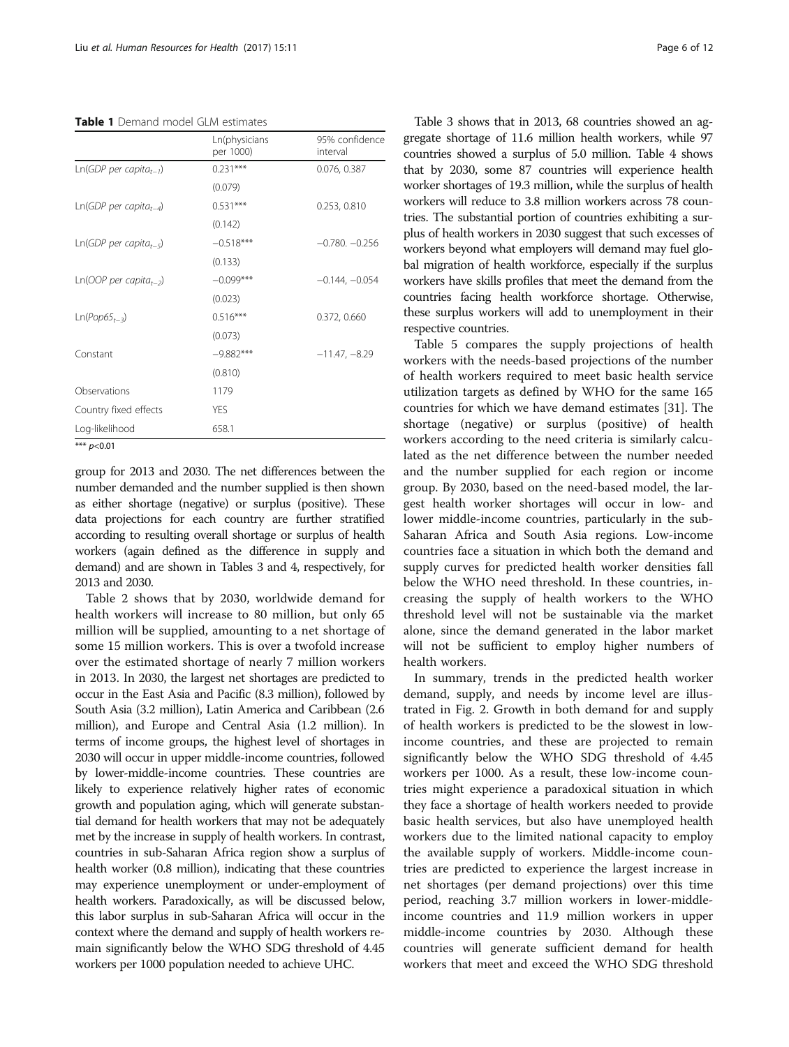**Table 1** Demand model GLM estimates

| | Ln(physicians per 1000) | 95% confidence interval |
|---|---|---|
| Ln(*GDP per capita*$_{t-1}$) | 0.231*** | 0.076, 0.387 |
| | (0.079) | |
| Ln(*GDP per capita*$_{t-4}$) | 0.531*** | 0.253, 0.810 |
| | (0.142) | |
| Ln(*GDP per capita*$_{t-5}$) | −0.518*** | −0.780. −0.256 |
| | (0.133) | |
| Ln(*OOP per capita*$_{t-2}$) | −0.099*** | −0.144, −0.054 |
| | (0.023) | |
| Ln(*Pop65*$_{t-3}$) | 0.516*** | 0.372, 0.660 |
| | (0.073) | |
| Constant | −9.882*** | −11.47, −8.29 |
| | (0.810) | |
| Observations | 1179 | |
| Country fixed effects | YES | |
| Log-likelihood | 658.1 | |

*** $p<0.01$

group for 2013 and 2030. The net differences between the number demanded and the number supplied is then shown as either shortage (negative) or surplus (positive). These data projections for each country are further stratified according to resulting overall shortage or surplus of health workers (again defined as the difference in supply and demand) and are shown in Tables 3 and 4, respectively, for 2013 and 2030.

Table 2 shows that by 2030, worldwide demand for health workers will increase to 80 million, but only 65 million will be supplied, amounting to a net shortage of some 15 million workers. This is over a twofold increase over the estimated shortage of nearly 7 million workers in 2013. In 2030, the largest net shortages are predicted to occur in the East Asia and Pacific (8.3 million), followed by South Asia (3.2 million), Latin America and Caribbean (2.6 million), and Europe and Central Asia (1.2 million). In terms of income groups, the highest level of shortages in 2030 will occur in upper middle-income countries, followed by lower-middle-income countries. These countries are likely to experience relatively higher rates of economic growth and population aging, which will generate substantial demand for health workers that may not be adequately met by the increase in supply of health workers. In contrast, countries in sub-Saharan Africa region show a surplus of health worker (0.8 million), indicating that these countries may experience unemployment or under-employment of health workers. Paradoxically, as will be discussed below, this labor surplus in sub-Saharan Africa will occur in the context where the demand and supply of health workers remain significantly below the WHO SDG threshold of 4.45 workers per 1000 population needed to achieve UHC.

Table 3 shows that in 2013, 68 countries showed an aggregate shortage of 11.6 million health workers, while 97 countries showed a surplus of 5.0 million. Table 4 shows that by 2030, some 87 countries will experience health worker shortages of 19.3 million, while the surplus of health workers will reduce to 3.8 million workers across 78 countries. The substantial portion of countries exhibiting a surplus of health workers in 2030 suggest that such excesses of workers beyond what employers will demand may fuel global migration of health workforce, especially if the surplus workers have skills profiles that meet the demand from the countries facing health workforce shortage. Otherwise, these surplus workers will add to unemployment in their respective countries.

Table 5 compares the supply projections of health workers with the needs-based projections of the number of health workers required to meet basic health service utilization targets as defined by WHO for the same 165 countries for which we have demand estimates [31]. The shortage (negative) or surplus (positive) of health workers according to the need criteria is similarly calculated as the net difference between the number needed and the number supplied for each region or income group. By 2030, based on the need-based model, the largest health worker shortages will occur in low- and lower middle-income countries, particularly in the sub-Saharan Africa and South Asia regions. Low-income countries face a situation in which both the demand and supply curves for predicted health worker densities fall below the WHO need threshold. In these countries, increasing the supply of health workers to the WHO threshold level will not be sustainable via the market alone, since the demand generated in the labor market will not be sufficient to employ higher numbers of health workers.

In summary, trends in the predicted health worker demand, supply, and needs by income level are illustrated in Fig. 2. Growth in both demand for and supply of health workers is predicted to be the slowest in low-income countries, and these are projected to remain significantly below the WHO SDG threshold of 4.45 workers per 1000. As a result, these low-income countries might experience a paradoxical situation in which they face a shortage of health workers needed to provide basic health services, but also have unemployed health workers due to the limited national capacity to employ the available supply of workers. Middle-income countries are predicted to experience the largest increase in net shortages (per demand projections) over this time period, reaching 3.7 million workers in lower-middle-income countries and 11.9 million workers in upper middle-income countries by 2030. Although these countries will generate sufficient demand for health workers that meet and exceed the WHO SDG threshold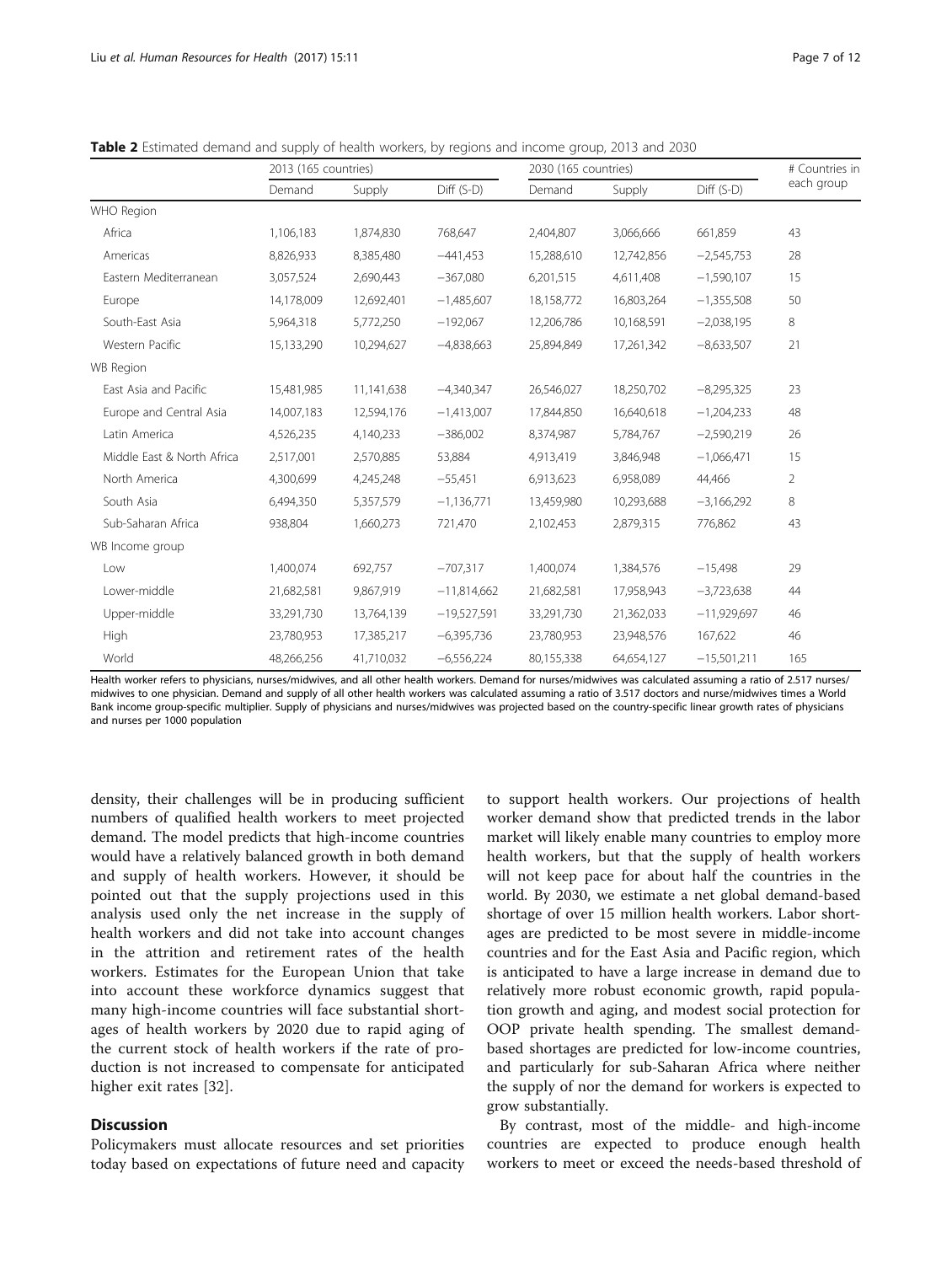**Table 2** Estimated demand and supply of health workers, by regions and income group, 2013 and 2030

| | 2013 (165 countries) | | | 2030 (165 countries) | | | # Countries in each group |
|---|---|---|---|---|---|---|---|
| | Demand | Supply | Diff (S-D) | Demand | Supply | Diff (S-D) | |
| WHO Region | | | | | | | |
| Africa | 1,106,183 | 1,874,830 | 768,647 | 2,404,807 | 3,066,666 | 661,859 | 43 |
| Americas | 8,826,933 | 8,385,480 | −441,453 | 15,288,610 | 12,742,856 | −2,545,753 | 28 |
| Eastern Mediterranean | 3,057,524 | 2,690,443 | −367,080 | 6,201,515 | 4,611,408 | −1,590,107 | 15 |
| Europe | 14,178,009 | 12,692,401 | −1,485,607 | 18,158,772 | 16,803,264 | −1,355,508 | 50 |
| South-East Asia | 5,964,318 | 5,772,250 | −192,067 | 12,206,786 | 10,168,591 | −2,038,195 | 8 |
| Western Pacific | 15,133,290 | 10,294,627 | −4,838,663 | 25,894,849 | 17,261,342 | −8,633,507 | 21 |
| WB Region | | | | | | | |
| East Asia and Pacific | 15,481,985 | 11,141,638 | −4,340,347 | 26,546,027 | 18,250,702 | −8,295,325 | 23 |
| Europe and Central Asia | 14,007,183 | 12,594,176 | −1,413,007 | 17,844,850 | 16,640,618 | −1,204,233 | 48 |
| Latin America | 4,526,235 | 4,140,233 | −386,002 | 8,374,987 | 5,784,767 | −2,590,219 | 26 |
| Middle East & North Africa | 2,517,001 | 2,570,885 | 53,884 | 4,913,419 | 3,846,948 | −1,066,471 | 15 |
| North America | 4,300,699 | 4,245,248 | −55,451 | 6,913,623 | 6,958,089 | 44,466 | 2 |
| South Asia | 6,494,350 | 5,357,579 | −1,136,771 | 13,459,980 | 10,293,688 | −3,166,292 | 8 |
| Sub-Saharan Africa | 938,804 | 1,660,273 | 721,470 | 2,102,453 | 2,879,315 | 776,862 | 43 |
| WB Income group | | | | | | | |
| Low | 1,400,074 | 692,757 | −707,317 | 1,400,074 | 1,384,576 | −15,498 | 29 |
| Lower-middle | 21,682,581 | 9,867,919 | −11,814,662 | 21,682,581 | 17,958,943 | −3,723,638 | 44 |
| Upper-middle | 33,291,730 | 13,764,139 | −19,527,591 | 33,291,730 | 21,362,033 | −11,929,697 | 46 |
| High | 23,780,953 | 17,385,217 | −6,395,736 | 23,780,953 | 23,948,576 | 167,622 | 46 |
| World | 48,266,256 | 41,710,032 | −6,556,224 | 80,155,338 | 64,654,127 | −15,501,211 | 165 |

Health worker refers to physicians, nurses/midwives, and all other health workers. Demand for nurses/midwives was calculated assuming a ratio of 2.517 nurses/midwives to one physician. Demand and supply of all other health workers was calculated assuming a ratio of 3.517 doctors and nurse/midwives times a World Bank income group-specific multiplier. Supply of physicians and nurses/midwives was projected based on the country-specific linear growth rates of physicians and nurses per 1000 population

density, their challenges will be in producing sufficient numbers of qualified health workers to meet projected demand. The model predicts that high-income countries would have a relatively balanced growth in both demand and supply of health workers. However, it should be pointed out that the supply projections used in this analysis used only the net increase in the supply of health workers and did not take into account changes in the attrition and retirement rates of the health workers. Estimates for the European Union that take into account these workforce dynamics suggest that many high-income countries will face substantial shortages of health workers by 2020 due to rapid aging of the current stock of health workers if the rate of production is not increased to compensate for anticipated higher exit rates [32].

## Discussion

Policymakers must allocate resources and set priorities today based on expectations of future need and capacity to support health workers. Our projections of health worker demand show that predicted trends in the labor market will likely enable many countries to employ more health workers, but that the supply of health workers will not keep pace for about half the countries in the world. By 2030, we estimate a net global demand-based shortage of over 15 million health workers. Labor shortages are predicted to be most severe in middle-income countries and for the East Asia and Pacific region, which is anticipated to have a large increase in demand due to relatively more robust economic growth, rapid population growth and aging, and modest social protection for OOP private health spending. The smallest demand-based shortages are predicted for low-income countries, and particularly for sub-Saharan Africa where neither the supply of nor the demand for workers is expected to grow substantially.

By contrast, most of the middle- and high-income countries are expected to produce enough health workers to meet or exceed the needs-based threshold of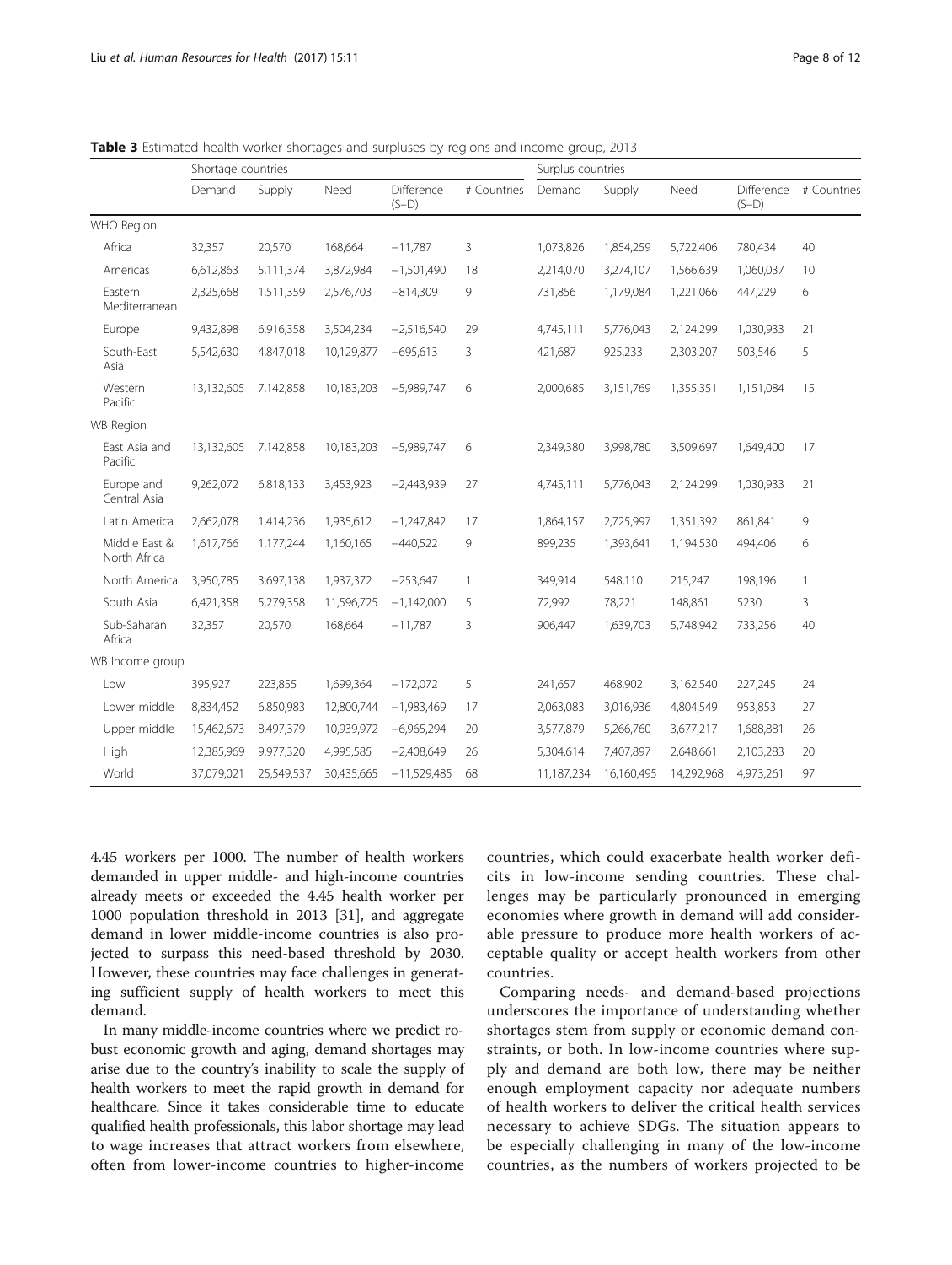**Table 3** Estimated health worker shortages and surpluses by regions and income group, 2013

| | Shortage countries | | | | | Surplus countries | | | | |
|---|---|---|---|---|---|---|---|---|---|---|
| | Demand | Supply | Need | Difference (S–D) | # Countries | Demand | Supply | Need | Difference (S–D) | # Countries |
| WHO Region | | | | | | | | | | |
| Africa | 32,357 | 20,570 | 168,664 | −11,787 | 3 | 1,073,826 | 1,854,259 | 5,722,406 | 780,434 | 40 |
| Americas | 6,612,863 | 5,111,374 | 3,872,984 | −1,501,490 | 18 | 2,214,070 | 3,274,107 | 1,566,639 | 1,060,037 | 10 |
| Eastern Mediterranean | 2,325,668 | 1,511,359 | 2,576,703 | −814,309 | 9 | 731,856 | 1,179,084 | 1,221,066 | 447,229 | 6 |
| Europe | 9,432,898 | 6,916,358 | 3,504,234 | −2,516,540 | 29 | 4,745,111 | 5,776,043 | 2,124,299 | 1,030,933 | 21 |
| South-East Asia | 5,542,630 | 4,847,018 | 10,129,877 | −695,613 | 3 | 421,687 | 925,233 | 2,303,207 | 503,546 | 5 |
| Western Pacific | 13,132,605 | 7,142,858 | 10,183,203 | −5,989,747 | 6 | 2,000,685 | 3,151,769 | 1,355,351 | 1,151,084 | 15 |
| WB Region | | | | | | | | | | |
| East Asia and Pacific | 13,132,605 | 7,142,858 | 10,183,203 | −5,989,747 | 6 | 2,349,380 | 3,998,780 | 3,509,697 | 1,649,400 | 17 |
| Europe and Central Asia | 9,262,072 | 6,818,133 | 3,453,923 | −2,443,939 | 27 | 4,745,111 | 5,776,043 | 2,124,299 | 1,030,933 | 21 |
| Latin America | 2,662,078 | 1,414,236 | 1,935,612 | −1,247,842 | 17 | 1,864,157 | 2,725,997 | 1,351,392 | 861,841 | 9 |
| Middle East & North Africa | 1,617,766 | 1,177,244 | 1,160,165 | −440,522 | 9 | 899,235 | 1,393,641 | 1,194,530 | 494,406 | 6 |
| North America | 3,950,785 | 3,697,138 | 1,937,372 | −253,647 | 1 | 349,914 | 548,110 | 215,247 | 198,196 | 1 |
| South Asia | 6,421,358 | 5,279,358 | 11,596,725 | −1,142,000 | 5 | 72,992 | 78,221 | 148,861 | 5230 | 3 |
| Sub-Saharan Africa | 32,357 | 20,570 | 168,664 | −11,787 | 3 | 906,447 | 1,639,703 | 5,748,942 | 733,256 | 40 |
| WB Income group | | | | | | | | | | |
| Low | 395,927 | 223,855 | 1,699,364 | −172,072 | 5 | 241,657 | 468,902 | 3,162,540 | 227,245 | 24 |
| Lower middle | 8,834,452 | 6,850,983 | 12,800,744 | −1,983,469 | 17 | 2,063,083 | 3,016,936 | 4,804,549 | 953,853 | 27 |
| Upper middle | 15,462,673 | 8,497,379 | 10,939,972 | −6,965,294 | 20 | 3,577,879 | 5,266,760 | 3,677,217 | 1,688,881 | 26 |
| High | 12,385,969 | 9,977,320 | 4,995,585 | −2,408,649 | 26 | 5,304,614 | 7,407,897 | 2,648,661 | 2,103,283 | 20 |
| World | 37,079,021 | 25,549,537 | 30,435,665 | −11,529,485 | 68 | 11,187,234 | 16,160,495 | 14,292,968 | 4,973,261 | 97 |

4.45 workers per 1000. The number of health workers demanded in upper middle- and high-income countries already meets or exceeded the 4.45 health worker per 1000 population threshold in 2013 [31], and aggregate demand in lower middle-income countries is also projected to surpass this need-based threshold by 2030. However, these countries may face challenges in generating sufficient supply of health workers to meet this demand.

In many middle-income countries where we predict robust economic growth and aging, demand shortages may arise due to the country's inability to scale the supply of health workers to meet the rapid growth in demand for healthcare. Since it takes considerable time to educate qualified health professionals, this labor shortage may lead to wage increases that attract workers from elsewhere, often from lower-income countries to higher-income countries, which could exacerbate health worker deficits in low-income sending countries. These challenges may be particularly pronounced in emerging economies where growth in demand will add considerable pressure to produce more health workers of acceptable quality or accept health workers from other countries.

Comparing needs- and demand-based projections underscores the importance of understanding whether shortages stem from supply or economic demand constraints, or both. In low-income countries where supply and demand are both low, there may be neither enough employment capacity nor adequate numbers of health workers to deliver the critical health services necessary to achieve SDGs. The situation appears to be especially challenging in many of the low-income countries, as the numbers of workers projected to be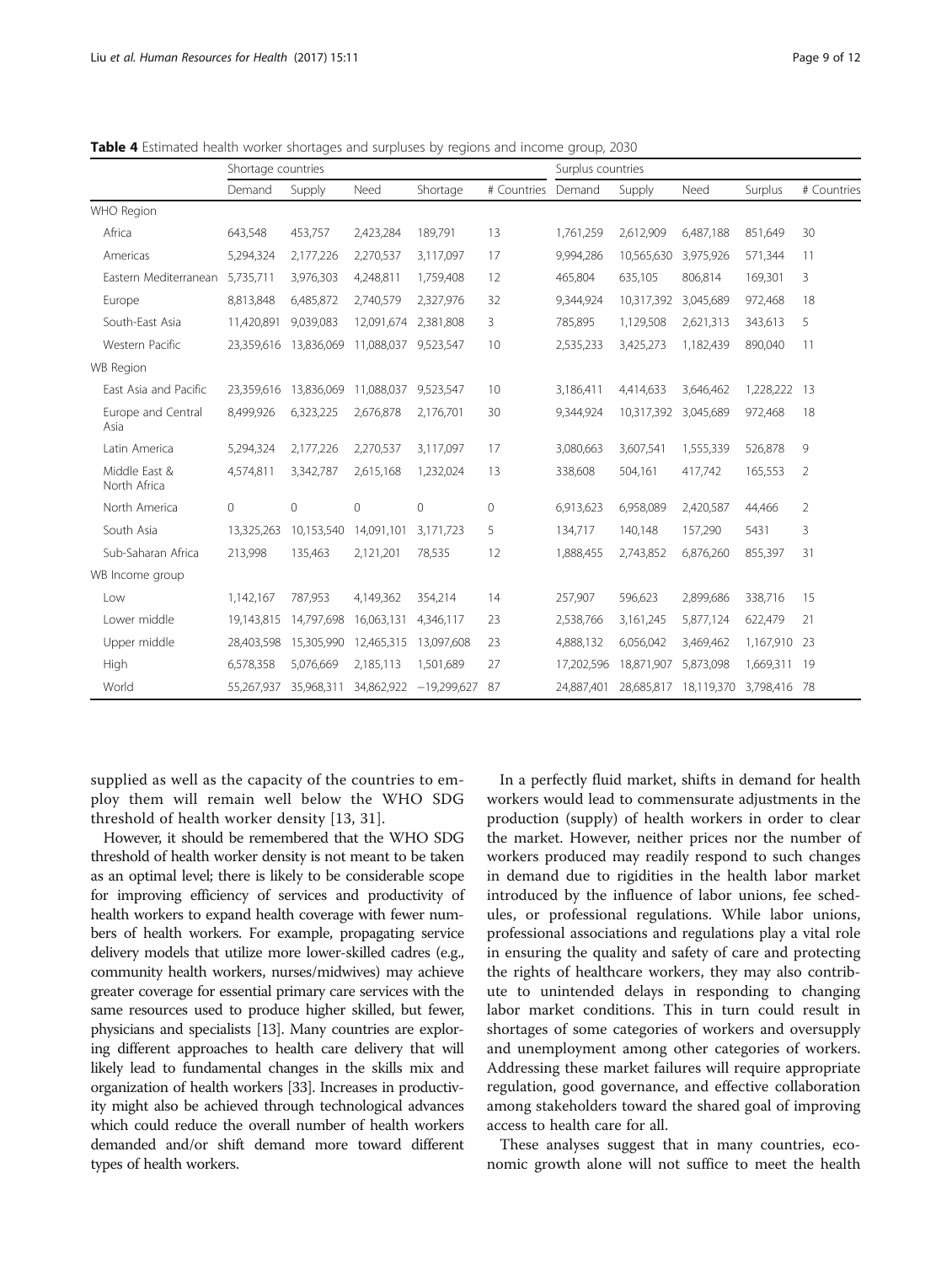**Table 4** Estimated health worker shortages and surpluses by regions and income group, 2030

| | Shortage countries | | | | | Surplus countries | | | | |
|---|---|---|---|---|---|---|---|---|---|---|
| | Demand | Supply | Need | Shortage | # Countries | Demand | Supply | Need | Surplus | # Countries |
| WHO Region | | | | | | | | | | |
| Africa | 643,548 | 453,757 | 2,423,284 | 189,791 | 13 | 1,761,259 | 2,612,909 | 6,487,188 | 851,649 | 30 |
| Americas | 5,294,324 | 2,177,226 | 2,270,537 | 3,117,097 | 17 | 9,994,286 | 10,565,630 | 3,975,926 | 571,344 | 11 |
| Eastern Mediterranean | 5,735,711 | 3,976,303 | 4,248,811 | 1,759,408 | 12 | 465,804 | 635,105 | 806,814 | 169,301 | 3 |
| Europe | 8,813,848 | 6,485,872 | 2,740,579 | 2,327,976 | 32 | 9,344,924 | 10,317,392 | 3,045,689 | 972,468 | 18 |
| South-East Asia | 11,420,891 | 9,039,083 | 12,091,674 | 2,381,808 | 3 | 785,895 | 1,129,508 | 2,621,313 | 343,613 | 5 |
| Western Pacific | 23,359,616 | 13,836,069 | 11,088,037 | 9,523,547 | 10 | 2,535,233 | 3,425,273 | 1,182,439 | 890,040 | 11 |
| WB Region | | | | | | | | | | |
| East Asia and Pacific | 23,359,616 | 13,836,069 | 11,088,037 | 9,523,547 | 10 | 3,186,411 | 4,414,633 | 3,646,462 | 1,228,222 | 13 |
| Europe and Central Asia | 8,499,926 | 6,323,225 | 2,676,878 | 2,176,701 | 30 | 9,344,924 | 10,317,392 | 3,045,689 | 972,468 | 18 |
| Latin America | 5,294,324 | 2,177,226 | 2,270,537 | 3,117,097 | 17 | 3,080,663 | 3,607,541 | 1,555,339 | 526,878 | 9 |
| Middle East & North Africa | 4,574,811 | 3,342,787 | 2,615,168 | 1,232,024 | 13 | 338,608 | 504,161 | 417,742 | 165,553 | 2 |
| North America | 0 | 0 | 0 | 0 | 0 | 6,913,623 | 6,958,089 | 2,420,587 | 44,466 | 2 |
| South Asia | 13,325,263 | 10,153,540 | 14,091,101 | 3,171,723 | 5 | 134,717 | 140,148 | 157,290 | 5431 | 3 |
| Sub-Saharan Africa | 213,998 | 135,463 | 2,121,201 | 78,535 | 12 | 1,888,455 | 2,743,852 | 6,876,260 | 855,397 | 31 |
| WB Income group | | | | | | | | | | |
| Low | 1,142,167 | 787,953 | 4,149,362 | 354,214 | 14 | 257,907 | 596,623 | 2,899,686 | 338,716 | 15 |
| Lower middle | 19,143,815 | 14,797,698 | 16,063,131 | 4,346,117 | 23 | 2,538,766 | 3,161,245 | 5,877,124 | 622,479 | 21 |
| Upper middle | 28,403,598 | 15,305,990 | 12,465,315 | 13,097,608 | 23 | 4,888,132 | 6,056,042 | 3,469,462 | 1,167,910 | 23 |
| High | 6,578,358 | 5,076,669 | 2,185,113 | 1,501,689 | 27 | 17,202,596 | 18,871,907 | 5,873,098 | 1,669,311 | 19 |
| World | 55,267,937 | 35,968,311 | 34,862,922 | −19,299,627 | 87 | 24,887,401 | 28,685,817 | 18,119,370 | 3,798,416 | 78 |

supplied as well as the capacity of the countries to employ them will remain well below the WHO SDG threshold of health worker density [13, 31].

However, it should be remembered that the WHO SDG threshold of health worker density is not meant to be taken as an optimal level; there is likely to be considerable scope for improving efficiency of services and productivity of health workers to expand health coverage with fewer numbers of health workers. For example, propagating service delivery models that utilize more lower-skilled cadres (e.g., community health workers, nurses/midwives) may achieve greater coverage for essential primary care services with the same resources used to produce higher skilled, but fewer, physicians and specialists [13]. Many countries are exploring different approaches to health care delivery that will likely lead to fundamental changes in the skills mix and organization of health workers [33]. Increases in productivity might also be achieved through technological advances which could reduce the overall number of health workers demanded and/or shift demand more toward different types of health workers.

In a perfectly fluid market, shifts in demand for health workers would lead to commensurate adjustments in the production (supply) of health workers in order to clear the market. However, neither prices nor the number of workers produced may readily respond to such changes in demand due to rigidities in the health labor market introduced by the influence of labor unions, fee schedules, or professional regulations. While labor unions, professional associations and regulations play a vital role in ensuring the quality and safety of care and protecting the rights of healthcare workers, they may also contribute to unintended delays in responding to changing labor market conditions. This in turn could result in shortages of some categories of workers and oversupply and unemployment among other categories of workers. Addressing these market failures will require appropriate regulation, good governance, and effective collaboration among stakeholders toward the shared goal of improving access to health care for all.

These analyses suggest that in many countries, economic growth alone will not suffice to meet the health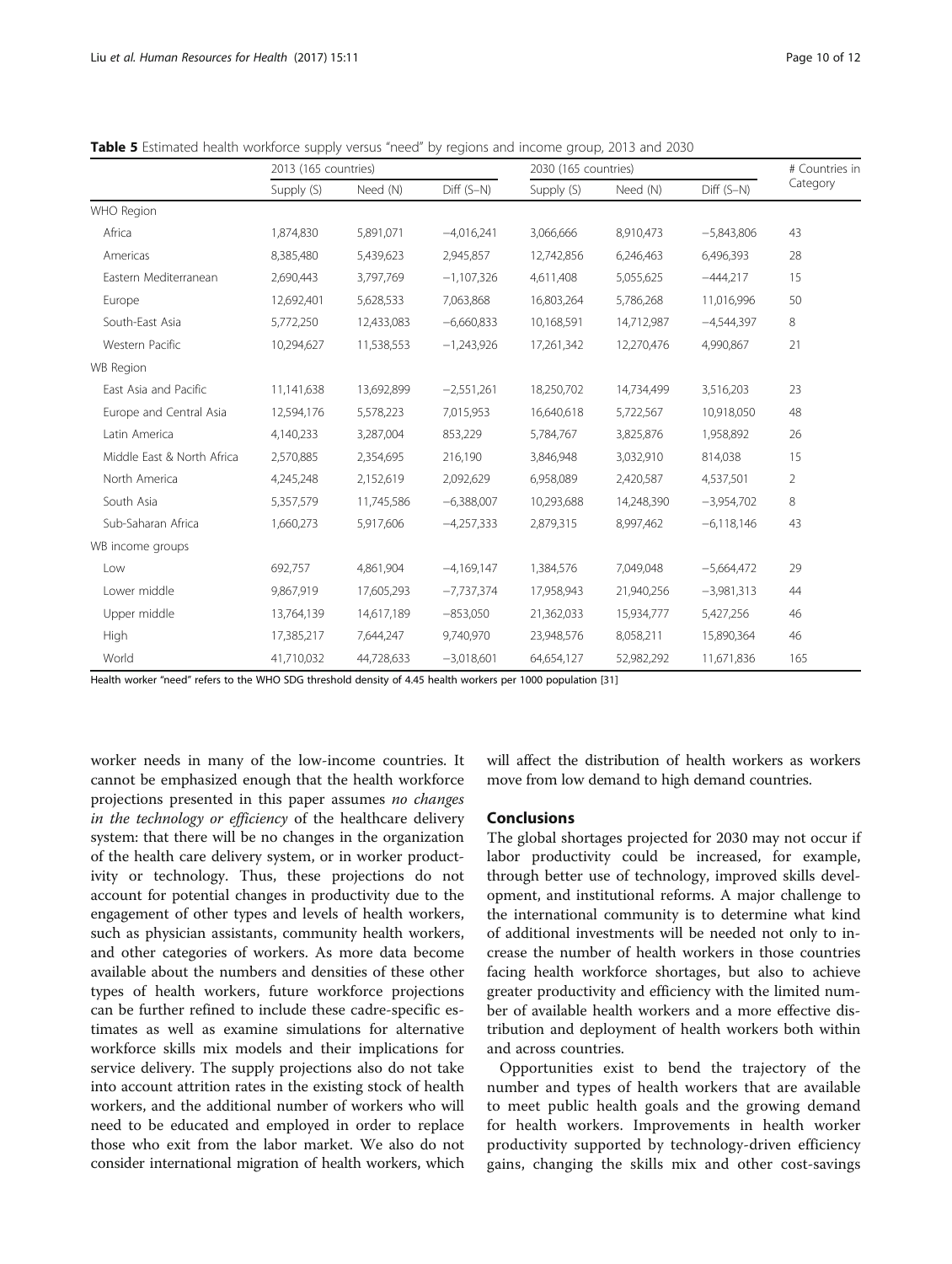**Table 5** Estimated health workforce supply versus "need" by regions and income group, 2013 and 2030

| | 2013 (165 countries) | | | 2030 (165 countries) | | | # Countries in Category |
|---|---|---|---|---|---|---|---|
| | Supply (S) | Need (N) | Diff (S–N) | Supply (S) | Need (N) | Diff (S–N) | |
| WHO Region | | | | | | | |
| Africa | 1,874,830 | 5,891,071 | −4,016,241 | 3,066,666 | 8,910,473 | −5,843,806 | 43 |
| Americas | 8,385,480 | 5,439,623 | 2,945,857 | 12,742,856 | 6,246,463 | 6,496,393 | 28 |
| Eastern Mediterranean | 2,690,443 | 3,797,769 | −1,107,326 | 4,611,408 | 5,055,625 | −444,217 | 15 |
| Europe | 12,692,401 | 5,628,533 | 7,063,868 | 16,803,264 | 5,786,268 | 11,016,996 | 50 |
| South-East Asia | 5,772,250 | 12,433,083 | −6,660,833 | 10,168,591 | 14,712,987 | −4,544,397 | 8 |
| Western Pacific | 10,294,627 | 11,538,553 | −1,243,926 | 17,261,342 | 12,270,476 | 4,990,867 | 21 |
| WB Region | | | | | | | |
| East Asia and Pacific | 11,141,638 | 13,692,899 | −2,551,261 | 18,250,702 | 14,734,499 | 3,516,203 | 23 |
| Europe and Central Asia | 12,594,176 | 5,578,223 | 7,015,953 | 16,640,618 | 5,722,567 | 10,918,050 | 48 |
| Latin America | 4,140,233 | 3,287,004 | 853,229 | 5,784,767 | 3,825,876 | 1,958,892 | 26 |
| Middle East & North Africa | 2,570,885 | 2,354,695 | 216,190 | 3,846,948 | 3,032,910 | 814,038 | 15 |
| North America | 4,245,248 | 2,152,619 | 2,092,629 | 6,958,089 | 2,420,587 | 4,537,501 | 2 |
| South Asia | 5,357,579 | 11,745,586 | −6,388,007 | 10,293,688 | 14,248,390 | −3,954,702 | 8 |
| Sub-Saharan Africa | 1,660,273 | 5,917,606 | −4,257,333 | 2,879,315 | 8,997,462 | −6,118,146 | 43 |
| WB income groups | | | | | | | |
| Low | 692,757 | 4,861,904 | −4,169,147 | 1,384,576 | 7,049,048 | −5,664,472 | 29 |
| Lower middle | 9,867,919 | 17,605,293 | −7,737,374 | 17,958,943 | 21,940,256 | −3,981,313 | 44 |
| Upper middle | 13,764,139 | 14,617,189 | −853,050 | 21,362,033 | 15,934,777 | 5,427,256 | 46 |
| High | 17,385,217 | 7,644,247 | 9,740,970 | 23,948,576 | 8,058,211 | 15,890,364 | 46 |
| World | 41,710,032 | 44,728,633 | −3,018,601 | 64,654,127 | 52,982,292 | 11,671,836 | 165 |

Health worker "need" refers to the WHO SDG threshold density of 4.45 health workers per 1000 population [31]

worker needs in many of the low-income countries. It cannot be emphasized enough that the health workforce projections presented in this paper assumes *no changes in the technology or efficiency* of the healthcare delivery system: that there will be no changes in the organization of the health care delivery system, or in worker productivity or technology. Thus, these projections do not account for potential changes in productivity due to the engagement of other types and levels of health workers, such as physician assistants, community health workers, and other categories of workers. As more data become available about the numbers and densities of these other types of health workers, future workforce projections can be further refined to include these cadre-specific estimates as well as examine simulations for alternative workforce skills mix models and their implications for service delivery. The supply projections also do not take into account attrition rates in the existing stock of health workers, and the additional number of workers who will need to be educated and employed in order to replace those who exit from the labor market. We also do not consider international migration of health workers, which will affect the distribution of health workers as workers move from low demand to high demand countries.

## Conclusions

The global shortages projected for 2030 may not occur if labor productivity could be increased, for example, through better use of technology, improved skills development, and institutional reforms. A major challenge to the international community is to determine what kind of additional investments will be needed not only to increase the number of health workers in those countries facing health workforce shortages, but also to achieve greater productivity and efficiency with the limited number of available health workers and a more effective distribution and deployment of health workers both within and across countries.

Opportunities exist to bend the trajectory of the number and types of health workers that are available to meet public health goals and the growing demand for health workers. Improvements in health worker productivity supported by technology-driven efficiency gains, changing the skills mix and other cost-savings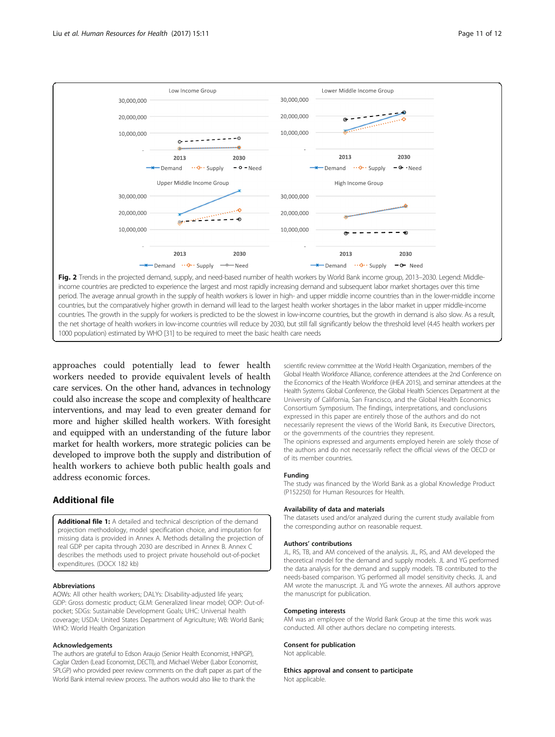Low Income Group

30,000,000
20,000,000
10,000,000
-

2013
2030

Demand
Supply
Need

Lower Middle Income Group

30,000,000
20,000,000
10,000,000
-

2013
2030

Demand
Supply
Need

Upper Middle Income Group

30,000,000
20,000,000
10,000,000
-

2013
2030

Demand
Supply
Need

High Income Group

30,000,000
20,000,000
10,000,000
-

2013
2030

Demand
Supply
Need

**Fig. 2** Trends in the projected demand, supply, and need-based number of health workers by World Bank income group, 2013–2030. Legend: Middle-income countries are predicted to experience the largest and most rapidly increasing demand and subsequent labor market shortages over this time period. The average annual growth in the supply of health workers is lower in high- and upper middle income countries than in the lower-middle income countries, but the comparatively higher growth in demand will lead to the largest health worker shortages in the labor market in upper middle-income countries. The growth in the supply for workers is predicted to be the slowest in low-income countries, but the growth in demand is also slow. As a result, the net shortage of health workers in low-income countries will reduce by 2030, but still fall significantly below the threshold level (4.45 health workers per 1000 population) estimated by WHO [31] to be required to meet the basic health care needs

approaches could potentially lead to fewer health workers needed to provide equivalent levels of health care services. On the other hand, advances in technology could also increase the scope and complexity of healthcare interventions, and may lead to even greater demand for more and higher skilled health workers. With foresight and equipped with an understanding of the future labor market for health workers, more strategic policies can be developed to improve both the supply and distribution of health workers to achieve both public health goals and address economic forces.

## Additional file

**Additional file 1:** A detailed and technical description of the demand projection methodology, model specification choice, and imputation for missing data is provided in Annex A. Methods detailing the projection of real GDP per capita through 2030 are described in Annex B. Annex C describes the methods used to project private household out-of-pocket expenditures. (DOCX 182 kb)

### Abbreviations

AOWs: All other health workers; DALYs: Disability-adjusted life years; GDP: Gross domestic product; GLM: Generalized linear model; OOP: Out-of-pocket; SDGs: Sustainable Development Goals; UHC: Universal health coverage; USDA: United States Department of Agriculture; WB: World Bank; WHO: World Health Organization

### Acknowledgements

The authors are grateful to Edson Araujo (Senior Health Economist, HNPGP), Caglar Ozden (Lead Economist, DECTI), and Michael Weber (Labor Economist, SPLGP) who provided peer review comments on the draft paper as part of the World Bank internal review process. The authors would also like to thank the scientific review committee at the World Health Organization, members of the Global Health Workforce Alliance, conference attendees at the 2nd Conference on the Economics of the Health Workforce (iHEA 2015), and seminar attendees at the Health Systems Global Conference, the Global Health Sciences Department at the University of California, San Francisco, and the Global Health Economics Consortium Symposium. The findings, interpretations, and conclusions expressed in this paper are entirely those of the authors and do not necessarily represent the views of the World Bank, its Executive Directors, or the governments of the countries they represent.

The opinions expressed and arguments employed herein are solely those of the authors and do not necessarily reflect the official views of the OECD or of its member countries.

### Funding

The study was financed by the World Bank as a global Knowledge Product (P152250) for Human Resources for Health.

### Availability of data and materials

The datasets used and/or analyzed during the current study available from the corresponding author on reasonable request.

### Authors' contributions

JL, RS, TB, and AM conceived of the analysis. JL, RS, and AM developed the theoretical model for the demand and supply models. JL and YG performed the data analysis for the demand and supply models. TB contributed to the needs-based comparison. YG performed all model sensitivity checks. JL and AM wrote the manuscript. JL and YG wrote the annexes. All authors approve the manuscript for publication.

### Competing interests

AM was an employee of the World Bank Group at the time this work was conducted. All other authors declare no competing interests.

### Consent for publication

Not applicable.

### Ethics approval and consent to participate

Not applicable.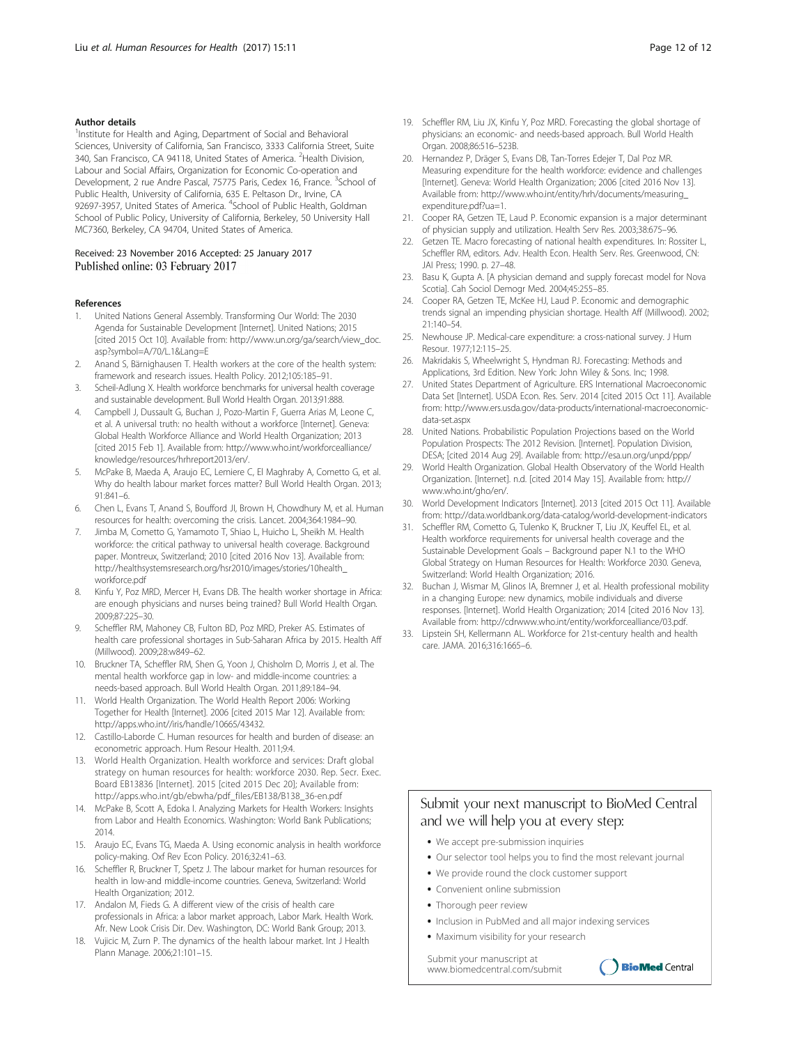#### Author details

[1]Institute for Health and Aging, Department of Social and Behavioral Sciences, University of California, San Francisco, 3333 California Street, Suite 340, San Francisco, CA 94118, United States of America. [2]Health Division, Labour and Social Affairs, Organization for Economic Co-operation and Development, 2 rue Andre Pascal, 75775 Paris, Cedex 16, France. [3]School of Public Health, University of California, 635 E. Peltason Dr., Irvine, CA 92697-3957, United States of America. [4]School of Public Health, Goldman School of Public Policy, University of California, Berkeley, 50 University Hall MC7360, Berkeley, CA 94704, United States of America.

Received: 23 November 2016 Accepted: 25 January 2017
Published online: 03 February 2017

#### References

1. United Nations General Assembly. Transforming Our World: The 2030 Agenda for Sustainable Development [Internet]. United Nations; 2015 [cited 2015 Oct 10]. Available from: http://www.un.org/ga/search/view_doc.asp?symbol=A/70/L.1&Lang=E
2. Anand S, Bärnighausen T. Health workers at the core of the health system: framework and research issues. Health Policy. 2012;105:185–91.
3. Scheil-Adlung X. Health workforce benchmarks for universal health coverage and sustainable development. Bull World Health Organ. 2013;91:888.
4. Campbell J, Dussault G, Buchan J, Pozo-Martin F, Guerra Arias M, Leone C, et al. A universal truth: no health without a workforce [Internet]. Geneva: Global Health Workforce Alliance and World Health Organization; 2013 [cited 2015 Feb 1]. Available from: http://www.who.int/workforcealliance/knowledge/resources/hrhreport2013/en/.
5. McPake B, Maeda A, Araujo EC, Lemiere C, El Maghraby A, Cometto G, et al. Why do health labour market forces matter? Bull World Health Organ. 2013;91:841–6.
6. Chen L, Evans T, Anand S, Boufford JI, Brown H, Chowdhury M, et al. Human resources for health: overcoming the crisis. Lancet. 2004;364:1984–90.
7. Jimba M, Cometto G, Yamamoto T, Shiao L, Huicho L, Sheikh M. Health workforce: the critical pathway to universal health coverage. Background paper. Montreux, Switzerland; 2010 [cited 2016 Nov 13]. Available from: http://healthsystemsresearch.org/hsr2010/images/stories/10health_workforce.pdf
8. Kinfu Y, Poz MRD, Mercer H, Evans DB. The health worker shortage in Africa: are enough physicians and nurses being trained? Bull World Health Organ. 2009;87:225–30.
9. Scheffler RM, Mahoney CB, Fulton BD, Poz MRD, Preker AS. Estimates of health care professional shortages in Sub-Saharan Africa by 2015. Health Aff (Millwood). 2009;28:w849–62.
10. Bruckner TA, Scheffler RM, Shen G, Yoon J, Chisholm D, Morris J, et al. The mental health workforce gap in low- and middle-income countries: a needs-based approach. Bull World Health Organ. 2011;89:184–94.
11. World Health Organization. The World Health Report 2006: Working Together for Health [Internet]. 2006 [cited 2015 Mar 12]. Available from: http://apps.who.int//iris/handle/10665/43432.
12. Castillo-Laborde C. Human resources for health and burden of disease: an econometric approach. Hum Resour Health. 2011;9:4.
13. World Health Organization. Health workforce and services: Draft global strategy on human resources for health: workforce 2030. Rep. Secr. Exec. Board EB13836 [Internet]. 2015 [cited 2015 Dec 20]; Available from: http://apps.who.int/gb/ebwha/pdf_files/EB138/B138_36-en.pdf
14. McPake B, Scott A, Edoka I. Analyzing Markets for Health Workers: Insights from Labor and Health Economics. Washington: World Bank Publications; 2014.
15. Araujo EC, Evans TG, Maeda A. Using economic analysis in health workforce policy-making. Oxf Rev Econ Policy. 2016;32:41–63.
16. Scheffler R, Bruckner T, Spetz J. The labour market for human resources for health in low-and middle-income countries. Geneva, Switzerland: World Health Organization; 2012.
17. Andalon M, Fieds G. A different view of the crisis of health care professionals in Africa: a labor market approach, Labor Mark. Health Work. Afr. New Look Crisis Dir. Dev. Washington, DC: World Bank Group; 2013.
18. Vujicic M, Zurn P. The dynamics of the health labour market. Int J Health Plann Manage. 2006;21:101–15.
19. Scheffler RM, Liu JX, Kinfu Y, Poz MRD. Forecasting the global shortage of physicians: an economic- and needs-based approach. Bull World Health Organ. 2008;86:516–523B.
20. Hernandez P, Dräger S, Evans DB, Tan-Torres Edejer T, Dal Poz MR. Measuring expenditure for the health workforce: evidence and challenges [Internet]. Geneva: World Health Organization; 2006 [cited 2016 Nov 13]. Available from: http://www.who.int/entity/hrh/documents/measuring_expenditure.pdf?ua=1.
21. Cooper RA, Getzen TE, Laud P. Economic expansion is a major determinant of physician supply and utilization. Health Serv Res. 2003;38:675–96.
22. Getzen TE. Macro forecasting of national health expenditures. In: Rossiter L, Scheffler RM, editors. Adv. Health Econ. Health Serv. Res. Greenwood, CN: JAI Press; 1990. p. 27–48.
23. Basu K, Gupta A. [A physician demand and supply forecast model for Nova Scotia]. Cah Sociol Demogr Med. 2004;45:255–85.
24. Cooper RA, Getzen TE, McKee HJ, Laud P. Economic and demographic trends signal an impending physician shortage. Health Aff (Millwood). 2002;21:140–54.
25. Newhouse JP. Medical-care expenditure: a cross-national survey. J Hum Resour. 1977;12:115–25.
26. Makridakis S, Wheelwright S, Hyndman RJ. Forecasting: Methods and Applications, 3rd Edition. New York: John Wiley & Sons. Inc; 1998.
27. United States Department of Agriculture. ERS International Macroeconomic Data Set [Internet]. USDA Econ. Res. Serv. 2014 [cited 2015 Oct 11]. Available from: http://www.ers.usda.gov/data-products/international-macroeconomic-data-set.aspx
28. United Nations. Probabilistic Population Projections based on the World Population Prospects: The 2012 Revision. [Internet]. Population Division, DESA; [cited 2014 Aug 29]. Available from: http://esa.un.org/unpd/ppp/
29. World Health Organization. Global Health Observatory of the World Health Organization. [Internet]. n.d. [cited 2014 May 15]. Available from: http://www.who.int/gho/en/.
30. World Development Indicators [Internet]. 2013 [cited 2015 Oct 11]. Available from: http://data.worldbank.org/data-catalog/world-development-indicators
31. Scheffler RM, Cometto G, Tulenko K, Bruckner T, Liu JX, Keuffel EL, et al. Health workforce requirements for universal health coverage and the Sustainable Development Goals – Background paper N.1 to the WHO Global Strategy on Human Resources for Health: Workforce 2030. Geneva, Switzerland: World Health Organization; 2016.
32. Buchan J, Wismar M, Glinos IA, Bremner J, et al. Health professional mobility in a changing Europe: new dynamics, mobile individuals and diverse responses. [Internet]. World Health Organization; 2014 [cited 2016 Nov 13]. Available from: http://cdrwww.who.int/entity/workforcealliance/03.pdf.
33. Lipstein SH, Kellermann AL. Workforce for 21st-century health and health care. JAMA. 2016;316:1665–6.

Submit your next manuscript to BioMed Central and we will help you at every step:

- We accept pre-submission inquiries
- Our selector tool helps you to find the most relevant journal
- We provide round the clock customer support
- Convenient online submission
- Thorough peer review
- Inclusion in PubMed and all major indexing services
- Maximum visibility for your research

Submit your manuscript at www.biomedcentral.com/submit

BioMed Central